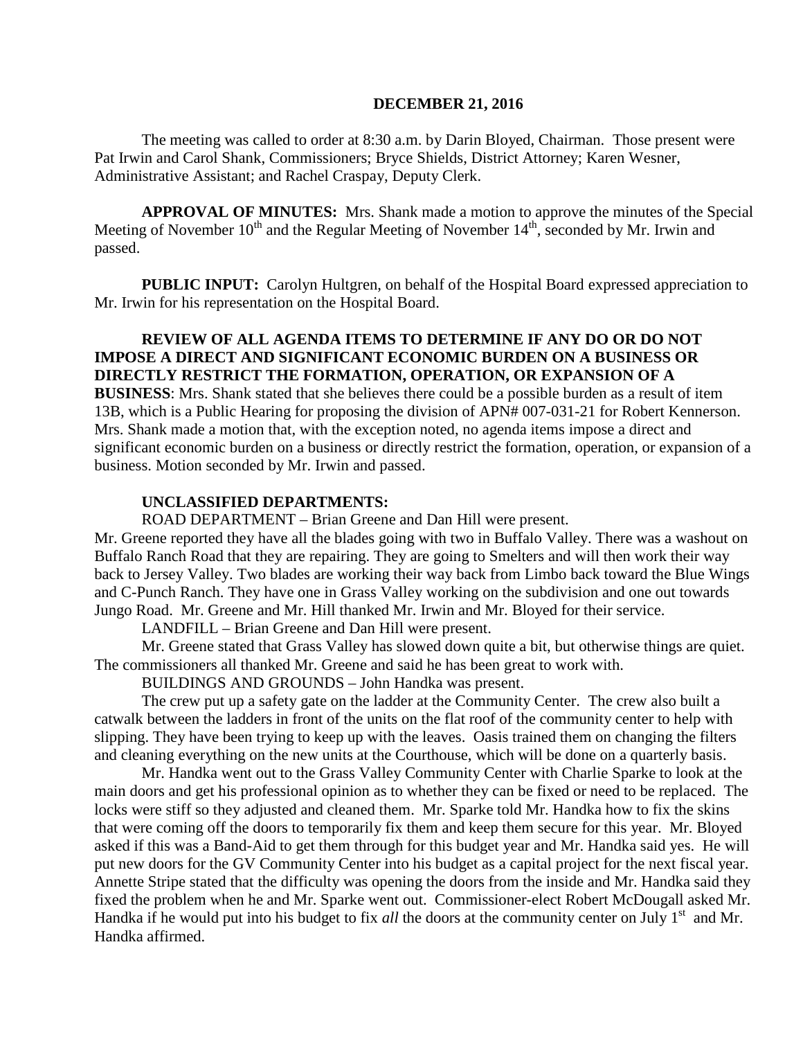# DECEMBER 21, 2016

The meeting was called to order at 8:30 a.m. by Darin Bloyed, Chairman. Those present were Pat Irwin and Carol Shank, Commissioners; Bryce Shields, District Attorney; Karen Wesner, Administrative Assistant; and Rachel Craspay, Deputy Clerk.

**APPROVAL OF MINUTES:** Mrs. Shank made a motion to approve the minutes of the Special Meeting of November 10th and the Regular Meeting of November 14th, seconded by Mr. Irwin and passed.

**PUBLIC INPUT:** Carolyn Hultgren, on behalf of the Hospital Board expressed appreciation to Mr. Irwin for his representation on the Hospital Board.

**REVIEW OF ALL AGENDA ITEMS TO DETERMINE IF ANY DO OR DO NOT IMPOSE A DIRECT AND SIGNIFICANT ECONOMIC BURDEN ON A BUSINESS OR DIRECTLY RESTRICT THE FORMATION, OPERATION, OR EXPANSION OF A BUSINESS**: Mrs. Shank stated that she believes there could be a possible burden as a result of item 13B, which is a Public Hearing for proposing the division of APN# 007-031-21 for Robert Kennerson. Mrs. Shank made a motion that, with the exception noted, no agenda items impose a direct and significant economic burden on a business or directly restrict the formation, operation, or expansion of a business. Motion seconded by Mr. Irwin and passed.

**UNCLASSIFIED DEPARTMENTS:**

ROAD DEPARTMENT – Brian Greene and Dan Hill were present.

Mr. Greene reported they have all the blades going with two in Buffalo Valley. There was a washout on Buffalo Ranch Road that they are repairing. They are going to Smelters and will then work their way back to Jersey Valley. Two blades are working their way back from Limbo back toward the Blue Wings and C-Punch Ranch. They have one in Grass Valley working on the subdivision and one out towards Jungo Road. Mr. Greene and Mr. Hill thanked Mr. Irwin and Mr. Bloyed for their service.

LANDFILL – Brian Greene and Dan Hill were present.

Mr. Greene stated that Grass Valley has slowed down quite a bit, but otherwise things are quiet. The commissioners all thanked Mr. Greene and said he has been great to work with.

BUILDINGS AND GROUNDS – John Handka was present.

The crew put up a safety gate on the ladder at the Community Center. The crew also built a catwalk between the ladders in front of the units on the flat roof of the community center to help with slipping. They have been trying to keep up with the leaves. Oasis trained them on changing the filters and cleaning everything on the new units at the Courthouse, which will be done on a quarterly basis.

Mr. Handka went out to the Grass Valley Community Center with Charlie Sparke to look at the main doors and get his professional opinion as to whether they can be fixed or need to be replaced. The locks were stiff so they adjusted and cleaned them. Mr. Sparke told Mr. Handka how to fix the skins that were coming off the doors to temporarily fix them and keep them secure for this year. Mr. Bloyed asked if this was a Band-Aid to get them through for this budget year and Mr. Handka said yes. He will put new doors for the GV Community Center into his budget as a capital project for the next fiscal year. Annette Stripe stated that the difficulty was opening the doors from the inside and Mr. Handka said they fixed the problem when he and Mr. Sparke went out. Commissioner-elect Robert McDougall asked Mr. Handka if he would put into his budget to fix *all* the doors at the community center on July 1st and Mr. Handka affirmed.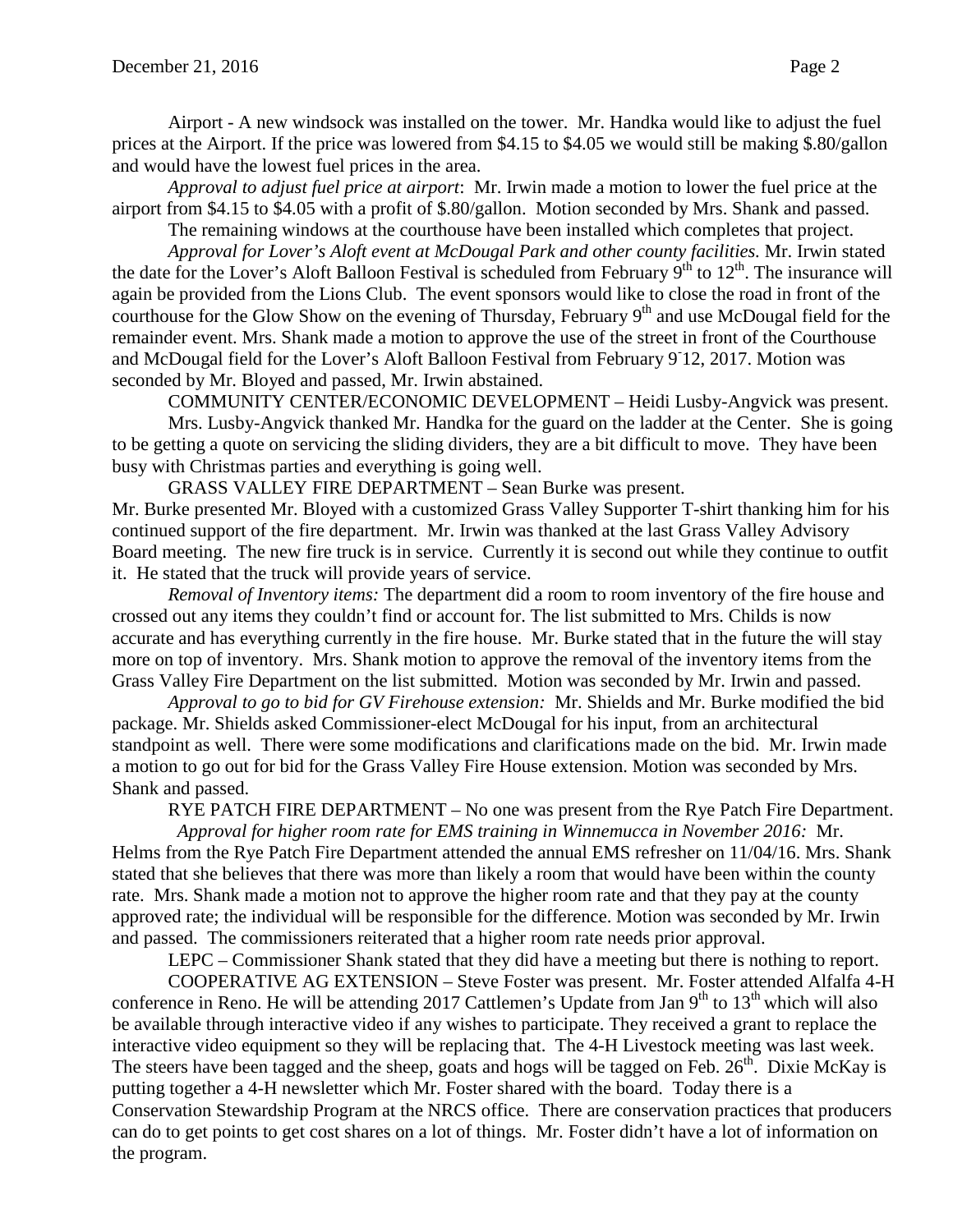Airport - A new windsock was installed on the tower. Mr. Handka would like to adjust the fuel prices at the Airport. If the price was lowered from $4.15 to $4.05 we would still be making $.80/gallon and would have the lowest fuel prices in the area.

*Approval to adjust fuel price at airport*: Mr. Irwin made a motion to lower the fuel price at the airport from $4.15 to $4.05 with a profit of $.80/gallon. Motion seconded by Mrs. Shank and passed.

The remaining windows at the courthouse have been installed which completes that project.

*Approval for Lover's Aloft event at McDougal Park and other county facilities.* Mr. Irwin stated the date for the Lover's Aloft Balloon Festival is scheduled from February 9th to 12th. The insurance will again be provided from the Lions Club. The event sponsors would like to close the road in front of the courthouse for the Glow Show on the evening of Thursday, February 9th and use McDougal field for the remainder event. Mrs. Shank made a motion to approve the use of the street in front of the Courthouse and McDougal field for the Lover's Aloft Balloon Festival from February 9-12, 2017. Motion was seconded by Mr. Bloyed and passed, Mr. Irwin abstained.

COMMUNITY CENTER/ECONOMIC DEVELOPMENT – Heidi Lusby-Angvick was present.

Mrs. Lusby-Angvick thanked Mr. Handka for the guard on the ladder at the Center. She is going to be getting a quote on servicing the sliding dividers, they are a bit difficult to move. They have been busy with Christmas parties and everything is going well.

GRASS VALLEY FIRE DEPARTMENT – Sean Burke was present.

Mr. Burke presented Mr. Bloyed with a customized Grass Valley Supporter T-shirt thanking him for his continued support of the fire department. Mr. Irwin was thanked at the last Grass Valley Advisory Board meeting. The new fire truck is in service. Currently it is second out while they continue to outfit it. He stated that the truck will provide years of service.

*Removal of Inventory items:* The department did a room to room inventory of the fire house and crossed out any items they couldn't find or account for. The list submitted to Mrs. Childs is now accurate and has everything currently in the fire house. Mr. Burke stated that in the future the will stay more on top of inventory. Mrs. Shank motion to approve the removal of the inventory items from the Grass Valley Fire Department on the list submitted. Motion was seconded by Mr. Irwin and passed.

*Approval to go to bid for GV Firehouse extension:* Mr. Shields and Mr. Burke modified the bid package. Mr. Shields asked Commissioner-elect McDougal for his input, from an architectural standpoint as well. There were some modifications and clarifications made on the bid. Mr. Irwin made a motion to go out for bid for the Grass Valley Fire House extension. Motion was seconded by Mrs. Shank and passed.

RYE PATCH FIRE DEPARTMENT – No one was present from the Rye Patch Fire Department.

*Approval for higher room rate for EMS training in Winnemucca in November 2016:* Mr. Helms from the Rye Patch Fire Department attended the annual EMS refresher on 11/04/16. Mrs. Shank stated that she believes that there was more than likely a room that would have been within the county rate. Mrs. Shank made a motion not to approve the higher room rate and that they pay at the county approved rate; the individual will be responsible for the difference. Motion was seconded by Mr. Irwin and passed. The commissioners reiterated that a higher room rate needs prior approval.

LEPC – Commissioner Shank stated that they did have a meeting but there is nothing to report.

COOPERATIVE AG EXTENSION – Steve Foster was present. Mr. Foster attended Alfalfa 4-H conference in Reno. He will be attending 2017 Cattlemen's Update from Jan 9th to 13th which will also be available through interactive video if any wishes to participate. They received a grant to replace the interactive video equipment so they will be replacing that. The 4-H Livestock meeting was last week. The steers have been tagged and the sheep, goats and hogs will be tagged on Feb. 26th. Dixie McKay is putting together a 4-H newsletter which Mr. Foster shared with the board. Today there is a Conservation Stewardship Program at the NRCS office. There are conservation practices that producers can do to get points to get cost shares on a lot of things. Mr. Foster didn't have a lot of information on the program.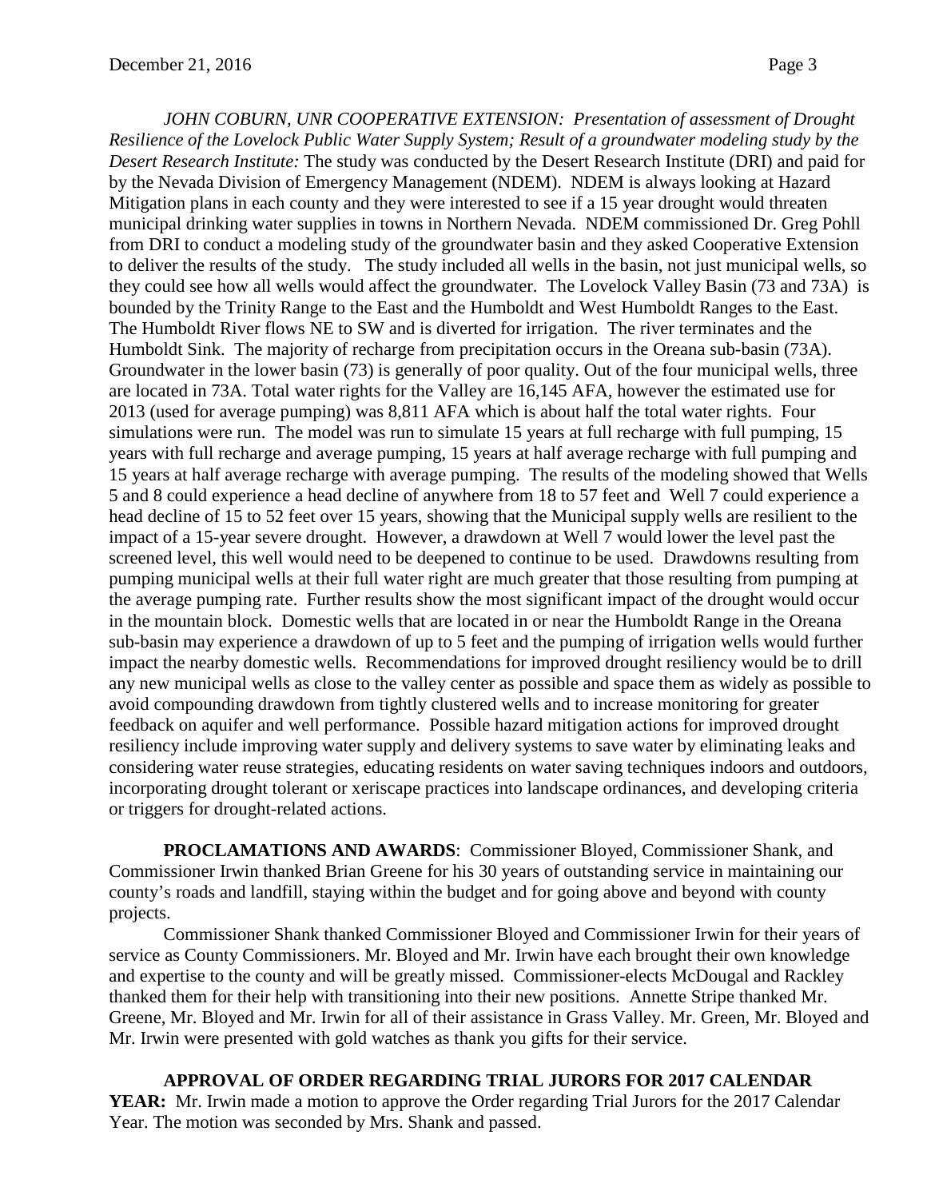*JOHN COBURN, UNR COOPERATIVE EXTENSION: Presentation of assessment of Drought Resilience of the Lovelock Public Water Supply System; Result of a groundwater modeling study by the Desert Research Institute:* The study was conducted by the Desert Research Institute (DRI) and paid for by the Nevada Division of Emergency Management (NDEM). NDEM is always looking at Hazard Mitigation plans in each county and they were interested to see if a 15 year drought would threaten municipal drinking water supplies in towns in Northern Nevada. NDEM commissioned Dr. Greg Pohll from DRI to conduct a modeling study of the groundwater basin and they asked Cooperative Extension to deliver the results of the study. The study included all wells in the basin, not just municipal wells, so they could see how all wells would affect the groundwater. The Lovelock Valley Basin (73 and 73A) is bounded by the Trinity Range to the East and the Humboldt and West Humboldt Ranges to the East. The Humboldt River flows NE to SW and is diverted for irrigation. The river terminates and the Humboldt Sink. The majority of recharge from precipitation occurs in the Oreana sub-basin (73A). Groundwater in the lower basin (73) is generally of poor quality. Out of the four municipal wells, three are located in 73A. Total water rights for the Valley are 16,145 AFA, however the estimated use for 2013 (used for average pumping) was 8,811 AFA which is about half the total water rights. Four simulations were run. The model was run to simulate 15 years at full recharge with full pumping, 15 years with full recharge and average pumping, 15 years at half average recharge with full pumping and 15 years at half average recharge with average pumping. The results of the modeling showed that Wells 5 and 8 could experience a head decline of anywhere from 18 to 57 feet and Well 7 could experience a head decline of 15 to 52 feet over 15 years, showing that the Municipal supply wells are resilient to the impact of a 15-year severe drought. However, a drawdown at Well 7 would lower the level past the screened level, this well would need to be deepened to continue to be used. Drawdowns resulting from pumping municipal wells at their full water right are much greater that those resulting from pumping at the average pumping rate. Further results show the most significant impact of the drought would occur in the mountain block. Domestic wells that are located in or near the Humboldt Range in the Oreana sub-basin may experience a drawdown of up to 5 feet and the pumping of irrigation wells would further impact the nearby domestic wells. Recommendations for improved drought resiliency would be to drill any new municipal wells as close to the valley center as possible and space them as widely as possible to avoid compounding drawdown from tightly clustered wells and to increase monitoring for greater feedback on aquifer and well performance. Possible hazard mitigation actions for improved drought resiliency include improving water supply and delivery systems to save water by eliminating leaks and considering water reuse strategies, educating residents on water saving techniques indoors and outdoors, incorporating drought tolerant or xeriscape practices into landscape ordinances, and developing criteria or triggers for drought-related actions.

**PROCLAMATIONS AND AWARDS**: Commissioner Bloyed, Commissioner Shank, and Commissioner Irwin thanked Brian Greene for his 30 years of outstanding service in maintaining our county's roads and landfill, staying within the budget and for going above and beyond with county projects.

Commissioner Shank thanked Commissioner Bloyed and Commissioner Irwin for their years of service as County Commissioners. Mr. Bloyed and Mr. Irwin have each brought their own knowledge and expertise to the county and will be greatly missed. Commissioner-elects McDougal and Rackley thanked them for their help with transitioning into their new positions. Annette Stripe thanked Mr. Greene, Mr. Bloyed and Mr. Irwin for all of their assistance in Grass Valley. Mr. Green, Mr. Bloyed and Mr. Irwin were presented with gold watches as thank you gifts for their service.

**APPROVAL OF ORDER REGARDING TRIAL JURORS FOR 2017 CALENDAR YEAR:** Mr. Irwin made a motion to approve the Order regarding Trial Jurors for the 2017 Calendar Year. The motion was seconded by Mrs. Shank and passed.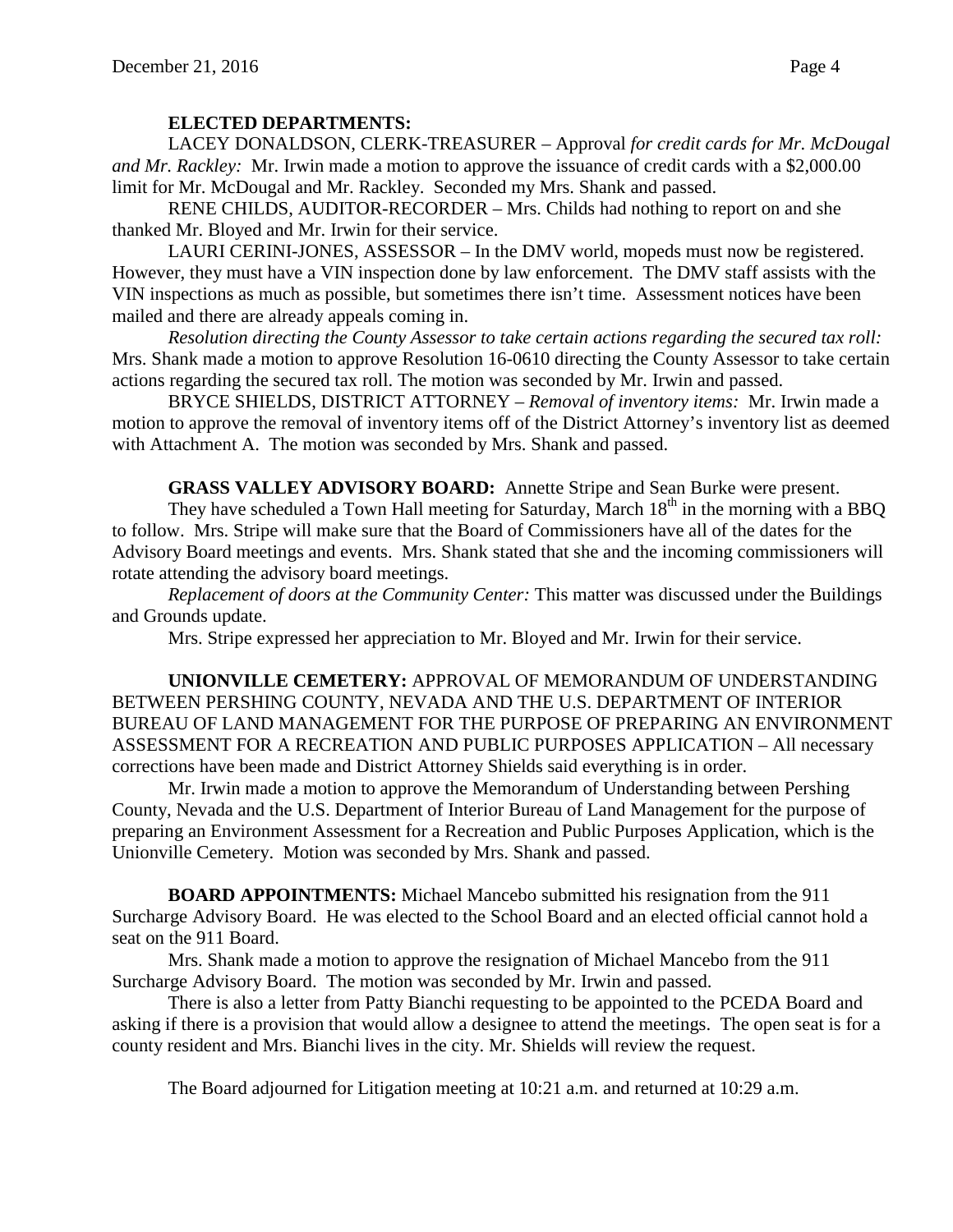**ELECTED DEPARTMENTS:**

LACEY DONALDSON, CLERK-TREASURER – Approval *for credit cards for Mr. McDougal and Mr. Rackley:* Mr. Irwin made a motion to approve the issuance of credit cards with a $2,000.00 limit for Mr. McDougal and Mr. Rackley. Seconded my Mrs. Shank and passed.

RENE CHILDS, AUDITOR-RECORDER – Mrs. Childs had nothing to report on and she thanked Mr. Bloyed and Mr. Irwin for their service.

LAURI CERINI-JONES, ASSESSOR – In the DMV world, mopeds must now be registered. However, they must have a VIN inspection done by law enforcement. The DMV staff assists with the VIN inspections as much as possible, but sometimes there isn't time. Assessment notices have been mailed and there are already appeals coming in.

*Resolution directing the County Assessor to take certain actions regarding the secured tax roll:* Mrs. Shank made a motion to approve Resolution 16-0610 directing the County Assessor to take certain actions regarding the secured tax roll. The motion was seconded by Mr. Irwin and passed.

BRYCE SHIELDS, DISTRICT ATTORNEY – *Removal of inventory items:* Mr. Irwin made a motion to approve the removal of inventory items off of the District Attorney's inventory list as deemed with Attachment A. The motion was seconded by Mrs. Shank and passed.

**GRASS VALLEY ADVISORY BOARD:** Annette Stripe and Sean Burke were present.

They have scheduled a Town Hall meeting for Saturday, March 18th in the morning with a BBQ to follow. Mrs. Stripe will make sure that the Board of Commissioners have all of the dates for the Advisory Board meetings and events. Mrs. Shank stated that she and the incoming commissioners will rotate attending the advisory board meetings.

*Replacement of doors at the Community Center:* This matter was discussed under the Buildings and Grounds update.

Mrs. Stripe expressed her appreciation to Mr. Bloyed and Mr. Irwin for their service.

**UNIONVILLE CEMETERY:** APPROVAL OF MEMORANDUM OF UNDERSTANDING BETWEEN PERSHING COUNTY, NEVADA AND THE U.S. DEPARTMENT OF INTERIOR BUREAU OF LAND MANAGEMENT FOR THE PURPOSE OF PREPARING AN ENVIRONMENT ASSESSMENT FOR A RECREATION AND PUBLIC PURPOSES APPLICATION – All necessary corrections have been made and District Attorney Shields said everything is in order.

Mr. Irwin made a motion to approve the Memorandum of Understanding between Pershing County, Nevada and the U.S. Department of Interior Bureau of Land Management for the purpose of preparing an Environment Assessment for a Recreation and Public Purposes Application, which is the Unionville Cemetery. Motion was seconded by Mrs. Shank and passed.

**BOARD APPOINTMENTS:** Michael Mancebo submitted his resignation from the 911 Surcharge Advisory Board. He was elected to the School Board and an elected official cannot hold a seat on the 911 Board.

Mrs. Shank made a motion to approve the resignation of Michael Mancebo from the 911 Surcharge Advisory Board. The motion was seconded by Mr. Irwin and passed.

There is also a letter from Patty Bianchi requesting to be appointed to the PCEDA Board and asking if there is a provision that would allow a designee to attend the meetings. The open seat is for a county resident and Mrs. Bianchi lives in the city. Mr. Shields will review the request.

The Board adjourned for Litigation meeting at 10:21 a.m. and returned at 10:29 a.m.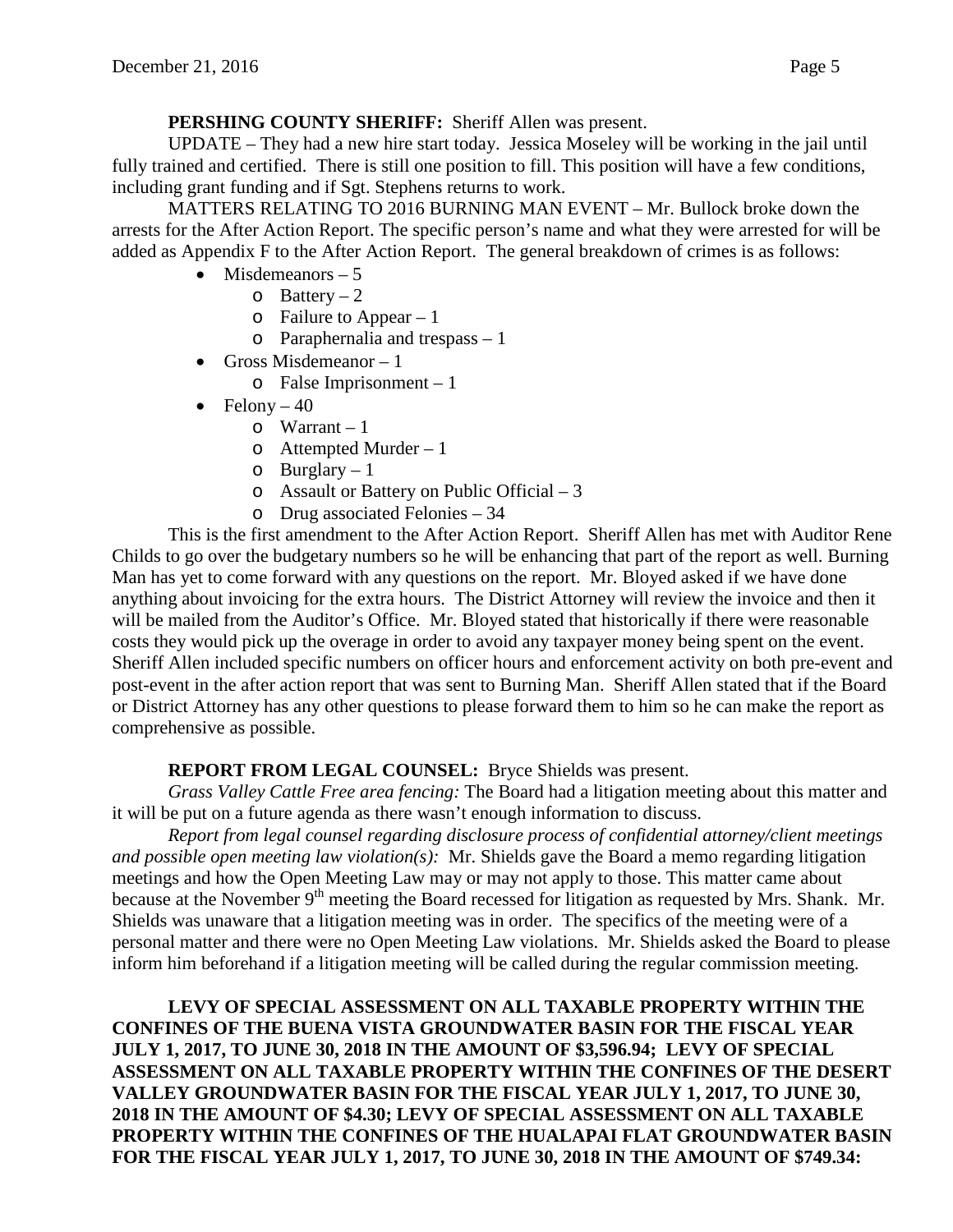**PERSHING COUNTY SHERIFF:** Sheriff Allen was present.

UPDATE – They had a new hire start today. Jessica Moseley will be working in the jail until fully trained and certified. There is still one position to fill. This position will have a few conditions, including grant funding and if Sgt. Stephens returns to work.

MATTERS RELATING TO 2016 BURNING MAN EVENT – Mr. Bullock broke down the arrests for the After Action Report. The specific person's name and what they were arrested for will be added as Appendix F to the After Action Report. The general breakdown of crimes is as follows:

- Misdemeanors – 5
  - Battery – 2
  - Failure to Appear – 1
  - Paraphernalia and trespass – 1
- Gross Misdemeanor – 1
  - False Imprisonment – 1
- Felony – 40
  - Warrant – 1
  - Attempted Murder – 1
  - Burglary – 1
  - Assault or Battery on Public Official – 3
  - Drug associated Felonies – 34

This is the first amendment to the After Action Report. Sheriff Allen has met with Auditor Rene Childs to go over the budgetary numbers so he will be enhancing that part of the report as well. Burning Man has yet to come forward with any questions on the report. Mr. Bloyed asked if we have done anything about invoicing for the extra hours. The District Attorney will review the invoice and then it will be mailed from the Auditor's Office. Mr. Bloyed stated that historically if there were reasonable costs they would pick up the overage in order to avoid any taxpayer money being spent on the event. Sheriff Allen included specific numbers on officer hours and enforcement activity on both pre-event and post-event in the after action report that was sent to Burning Man. Sheriff Allen stated that if the Board or District Attorney has any other questions to please forward them to him so he can make the report as comprehensive as possible.

**REPORT FROM LEGAL COUNSEL:** Bryce Shields was present.

*Grass Valley Cattle Free area fencing:* The Board had a litigation meeting about this matter and it will be put on a future agenda as there wasn't enough information to discuss.

*Report from legal counsel regarding disclosure process of confidential attorney/client meetings and possible open meeting law violation(s):* Mr. Shields gave the Board a memo regarding litigation meetings and how the Open Meeting Law may or may not apply to those. This matter came about because at the November 9th meeting the Board recessed for litigation as requested by Mrs. Shank. Mr. Shields was unaware that a litigation meeting was in order. The specifics of the meeting were of a personal matter and there were no Open Meeting Law violations. Mr. Shields asked the Board to please inform him beforehand if a litigation meeting will be called during the regular commission meeting.

**LEVY OF SPECIAL ASSESSMENT ON ALL TAXABLE PROPERTY WITHIN THE CONFINES OF THE BUENA VISTA GROUNDWATER BASIN FOR THE FISCAL YEAR JULY 1, 2017, TO JUNE 30, 2018 IN THE AMOUNT OF $3,596.94; LEVY OF SPECIAL ASSESSMENT ON ALL TAXABLE PROPERTY WITHIN THE CONFINES OF THE DESERT VALLEY GROUNDWATER BASIN FOR THE FISCAL YEAR JULY 1, 2017, TO JUNE 30, 2018 IN THE AMOUNT OF $4.30; LEVY OF SPECIAL ASSESSMENT ON ALL TAXABLE PROPERTY WITHIN THE CONFINES OF THE HUALAPAI FLAT GROUNDWATER BASIN FOR THE FISCAL YEAR JULY 1, 2017, TO JUNE 30, 2018 IN THE AMOUNT OF $749.34:**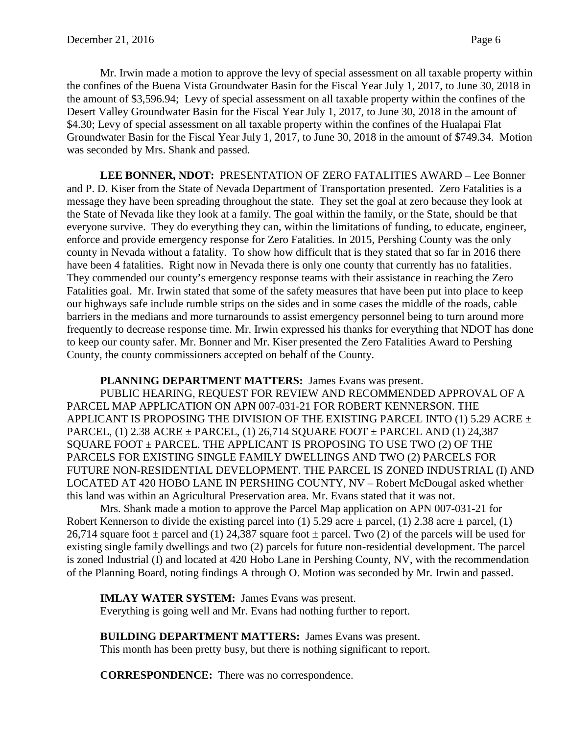Mr. Irwin made a motion to approve the levy of special assessment on all taxable property within the confines of the Buena Vista Groundwater Basin for the Fiscal Year July 1, 2017, to June 30, 2018 in the amount of $3,596.94; Levy of special assessment on all taxable property within the confines of the Desert Valley Groundwater Basin for the Fiscal Year July 1, 2017, to June 30, 2018 in the amount of $4.30; Levy of special assessment on all taxable property within the confines of the Hualapai Flat Groundwater Basin for the Fiscal Year July 1, 2017, to June 30, 2018 in the amount of $749.34. Motion was seconded by Mrs. Shank and passed.

**LEE BONNER, NDOT:** PRESENTATION OF ZERO FATALITIES AWARD – Lee Bonner and P. D. Kiser from the State of Nevada Department of Transportation presented. Zero Fatalities is a message they have been spreading throughout the state. They set the goal at zero because they look at the State of Nevada like they look at a family. The goal within the family, or the State, should be that everyone survive. They do everything they can, within the limitations of funding, to educate, engineer, enforce and provide emergency response for Zero Fatalities. In 2015, Pershing County was the only county in Nevada without a fatality. To show how difficult that is they stated that so far in 2016 there have been 4 fatalities. Right now in Nevada there is only one county that currently has no fatalities. They commended our county's emergency response teams with their assistance in reaching the Zero Fatalities goal. Mr. Irwin stated that some of the safety measures that have been put into place to keep our highways safe include rumble strips on the sides and in some cases the middle of the roads, cable barriers in the medians and more turnarounds to assist emergency personnel being to turn around more frequently to decrease response time. Mr. Irwin expressed his thanks for everything that NDOT has done to keep our county safer. Mr. Bonner and Mr. Kiser presented the Zero Fatalities Award to Pershing County, the county commissioners accepted on behalf of the County.

**PLANNING DEPARTMENT MATTERS:** James Evans was present.

PUBLIC HEARING, REQUEST FOR REVIEW AND RECOMMENDED APPROVAL OF A PARCEL MAP APPLICATION ON APN 007-031-21 FOR ROBERT KENNERSON. THE APPLICANT IS PROPOSING THE DIVISION OF THE EXISTING PARCEL INTO (1) 5.29 ACRE ± PARCEL, (1) 2.38 ACRE ± PARCEL, (1) 26,714 SQUARE FOOT ± PARCEL AND (1) 24,387 SQUARE FOOT ± PARCEL. THE APPLICANT IS PROPOSING TO USE TWO (2) OF THE PARCELS FOR EXISTING SINGLE FAMILY DWELLINGS AND TWO (2) PARCELS FOR FUTURE NON-RESIDENTIAL DEVELOPMENT. THE PARCEL IS ZONED INDUSTRIAL (I) AND LOCATED AT 420 HOBO LANE IN PERSHING COUNTY, NV – Robert McDougal asked whether this land was within an Agricultural Preservation area. Mr. Evans stated that it was not.

Mrs. Shank made a motion to approve the Parcel Map application on APN 007-031-21 for Robert Kennerson to divide the existing parcel into (1) 5.29 acre ± parcel, (1) 2.38 acre ± parcel, (1) 26,714 square foot ± parcel and (1) 24,387 square foot ± parcel. Two (2) of the parcels will be used for existing single family dwellings and two (2) parcels for future non-residential development. The parcel is zoned Industrial (I) and located at 420 Hobo Lane in Pershing County, NV, with the recommendation of the Planning Board, noting findings A through O. Motion was seconded by Mr. Irwin and passed.

**IMLAY WATER SYSTEM:** James Evans was present.
Everything is going well and Mr. Evans had nothing further to report.

**BUILDING DEPARTMENT MATTERS:** James Evans was present.
This month has been pretty busy, but there is nothing significant to report.

**CORRESPONDENCE:** There was no correspondence.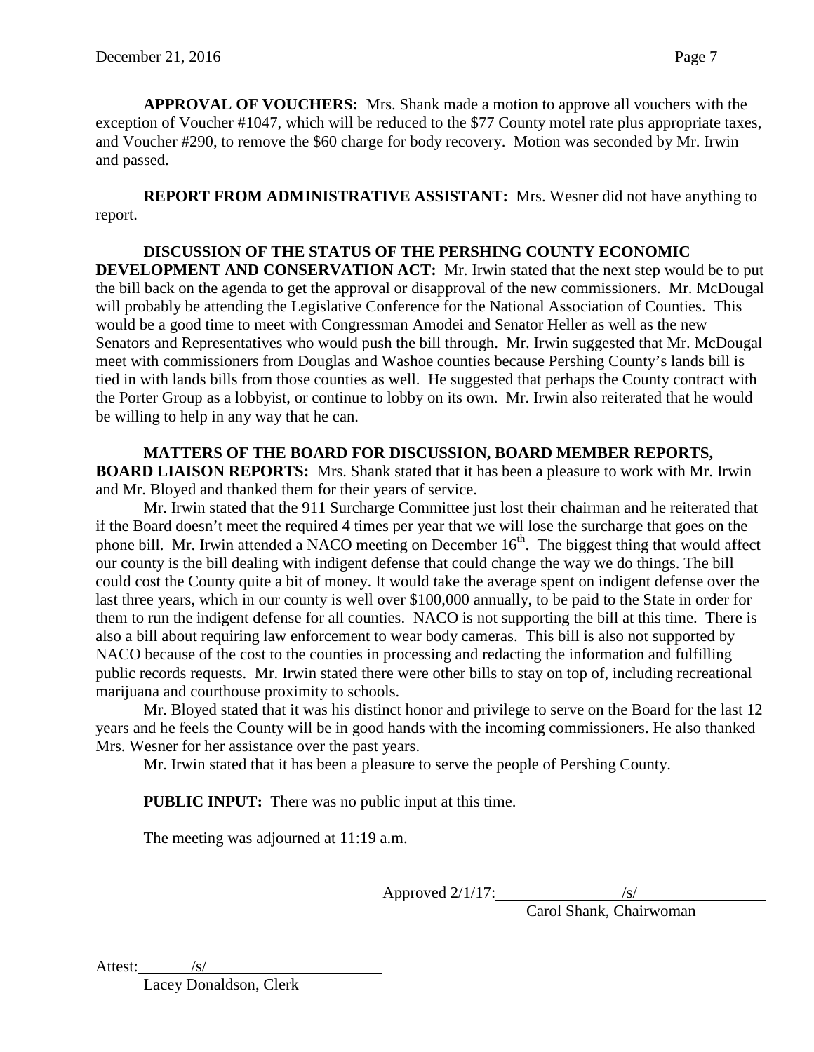**APPROVAL OF VOUCHERS:** Mrs. Shank made a motion to approve all vouchers with the exception of Voucher #1047, which will be reduced to the $77 County motel rate plus appropriate taxes, and Voucher #290, to remove the $60 charge for body recovery. Motion was seconded by Mr. Irwin and passed.

**REPORT FROM ADMINISTRATIVE ASSISTANT:** Mrs. Wesner did not have anything to report.

**DISCUSSION OF THE STATUS OF THE PERSHING COUNTY ECONOMIC DEVELOPMENT AND CONSERVATION ACT:** Mr. Irwin stated that the next step would be to put the bill back on the agenda to get the approval or disapproval of the new commissioners. Mr. McDougal will probably be attending the Legislative Conference for the National Association of Counties. This would be a good time to meet with Congressman Amodei and Senator Heller as well as the new Senators and Representatives who would push the bill through. Mr. Irwin suggested that Mr. McDougal meet with commissioners from Douglas and Washoe counties because Pershing County's lands bill is tied in with lands bills from those counties as well. He suggested that perhaps the County contract with the Porter Group as a lobbyist, or continue to lobby on its own. Mr. Irwin also reiterated that he would be willing to help in any way that he can.

**MATTERS OF THE BOARD FOR DISCUSSION, BOARD MEMBER REPORTS, BOARD LIAISON REPORTS:** Mrs. Shank stated that it has been a pleasure to work with Mr. Irwin and Mr. Bloyed and thanked them for their years of service.

Mr. Irwin stated that the 911 Surcharge Committee just lost their chairman and he reiterated that if the Board doesn't meet the required 4 times per year that we will lose the surcharge that goes on the phone bill. Mr. Irwin attended a NACO meeting on December 16th. The biggest thing that would affect our county is the bill dealing with indigent defense that could change the way we do things. The bill could cost the County quite a bit of money. It would take the average spent on indigent defense over the last three years, which in our county is well over $100,000 annually, to be paid to the State in order for them to run the indigent defense for all counties. NACO is not supporting the bill at this time. There is also a bill about requiring law enforcement to wear body cameras. This bill is also not supported by NACO because of the cost to the counties in processing and redacting the information and fulfilling public records requests. Mr. Irwin stated there were other bills to stay on top of, including recreational marijuana and courthouse proximity to schools.

Mr. Bloyed stated that it was his distinct honor and privilege to serve on the Board for the last 12 years and he feels the County will be in good hands with the incoming commissioners. He also thanked Mrs. Wesner for her assistance over the past years.

Mr. Irwin stated that it has been a pleasure to serve the people of Pershing County.

**PUBLIC INPUT:** There was no public input at this time.

The meeting was adjourned at 11:19 a.m.

Approved 2/1/17: /s/
Carol Shank, Chairwoman

Attest: /s/
Lacey Donaldson, Clerk